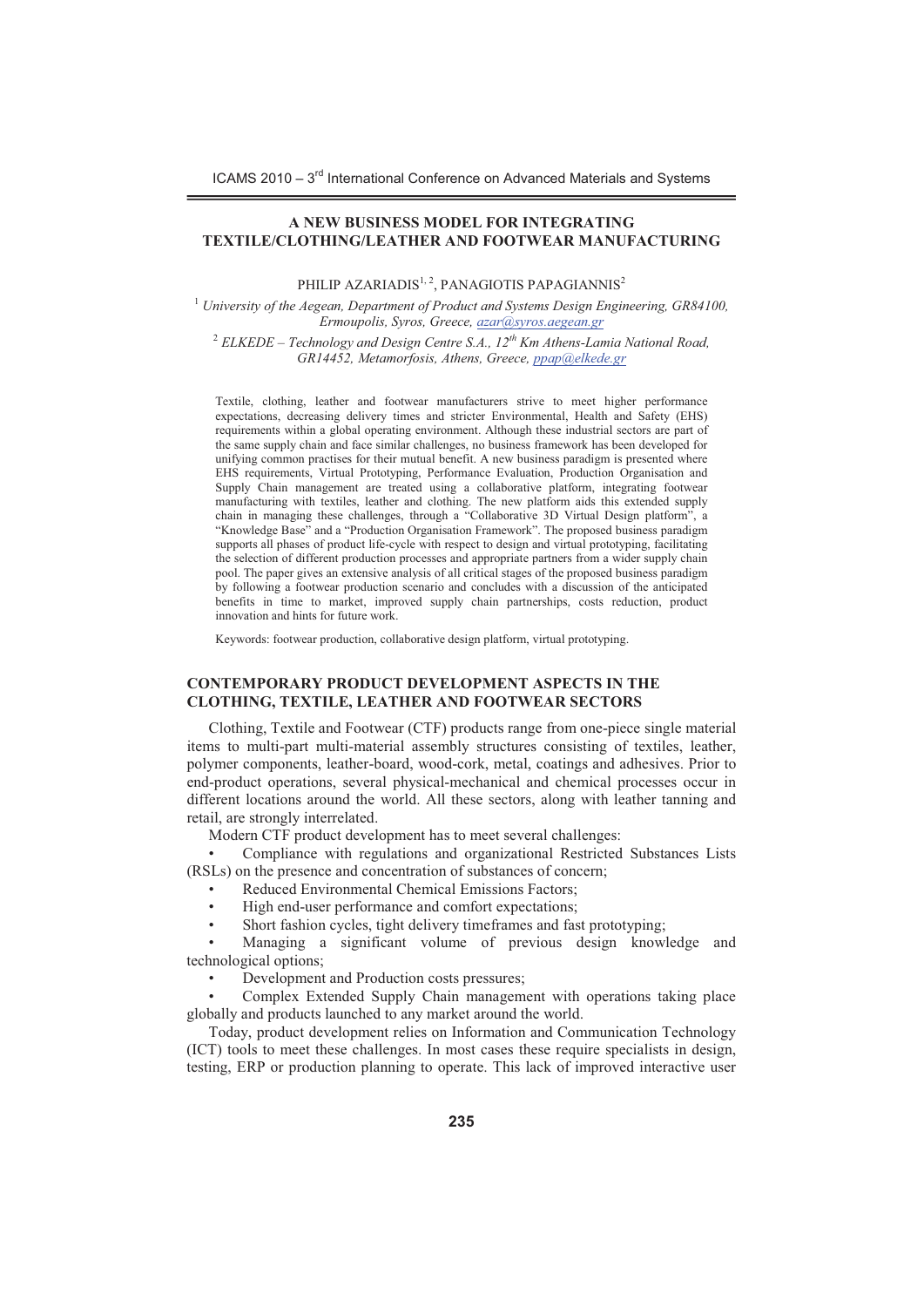# A NEW BUSINESS MODEL FOR INTEGRATING TEXTILE/CLOTHING/LEATHER AND FOOTWEAR MANUFACTURING

PHILIP AZARIADIS[1, 2], PANAGIOTIS PAPAGIANNIS[2]

[1] *University of the Aegean, Department of Product and Systems Design Engineering, GR84100, Ermoupolis, Syros, Greece, azar@syros.aegean.gr*

[2] *ELKEDE – Technology and Design Centre S.A., 12th Km Athens-Lamia National Road, GR14452, Metamorfosis, Athens, Greece, ppap@elkede.gr*

Textile, clothing, leather and footwear manufacturers strive to meet higher performance expectations, decreasing delivery times and stricter Environmental, Health and Safety (EHS) requirements within a global operating environment. Although these industrial sectors are part of the same supply chain and face similar challenges, no business framework has been developed for unifying common practises for their mutual benefit. A new business paradigm is presented where EHS requirements, Virtual Prototyping, Performance Evaluation, Production Organisation and Supply Chain management are treated using a collaborative platform, integrating footwear manufacturing with textiles, leather and clothing. The new platform aids this extended supply chain in managing these challenges, through a "Collaborative 3D Virtual Design platform", a "Knowledge Base" and a "Production Organisation Framework". The proposed business paradigm supports all phases of product life-cycle with respect to design and virtual prototyping, facilitating the selection of different production processes and appropriate partners from a wider supply chain pool. The paper gives an extensive analysis of all critical stages of the proposed business paradigm by following a footwear production scenario and concludes with a discussion of the anticipated benefits in time to market, improved supply chain partnerships, costs reduction, product innovation and hints for future work.

Keywords: footwear production, collaborative design platform, virtual prototyping.

## CONTEMPORARY PRODUCT DEVELOPMENT ASPECTS IN THE CLOTHING, TEXTILE, LEATHER AND FOOTWEAR SECTORS

Clothing, Textile and Footwear (CTF) products range from one-piece single material items to multi-part multi-material assembly structures consisting of textiles, leather, polymer components, leather-board, wood-cork, metal, coatings and adhesives. Prior to end-product operations, several physical-mechanical and chemical processes occur in different locations around the world. All these sectors, along with leather tanning and retail, are strongly interrelated.

Modern CTF product development has to meet several challenges:

- Compliance with regulations and organizational Restricted Substances Lists (RSLs) on the presence and concentration of substances of concern;
- Reduced Environmental Chemical Emissions Factors;
- High end-user performance and comfort expectations;
- Short fashion cycles, tight delivery timeframes and fast prototyping;
- Managing a significant volume of previous design knowledge and technological options;
- Development and Production costs pressures;
- Complex Extended Supply Chain management with operations taking place globally and products launched to any market around the world.

Today, product development relies on Information and Communication Technology (ICT) tools to meet these challenges. In most cases these require specialists in design, testing, ERP or production planning to operate. This lack of improved interactive user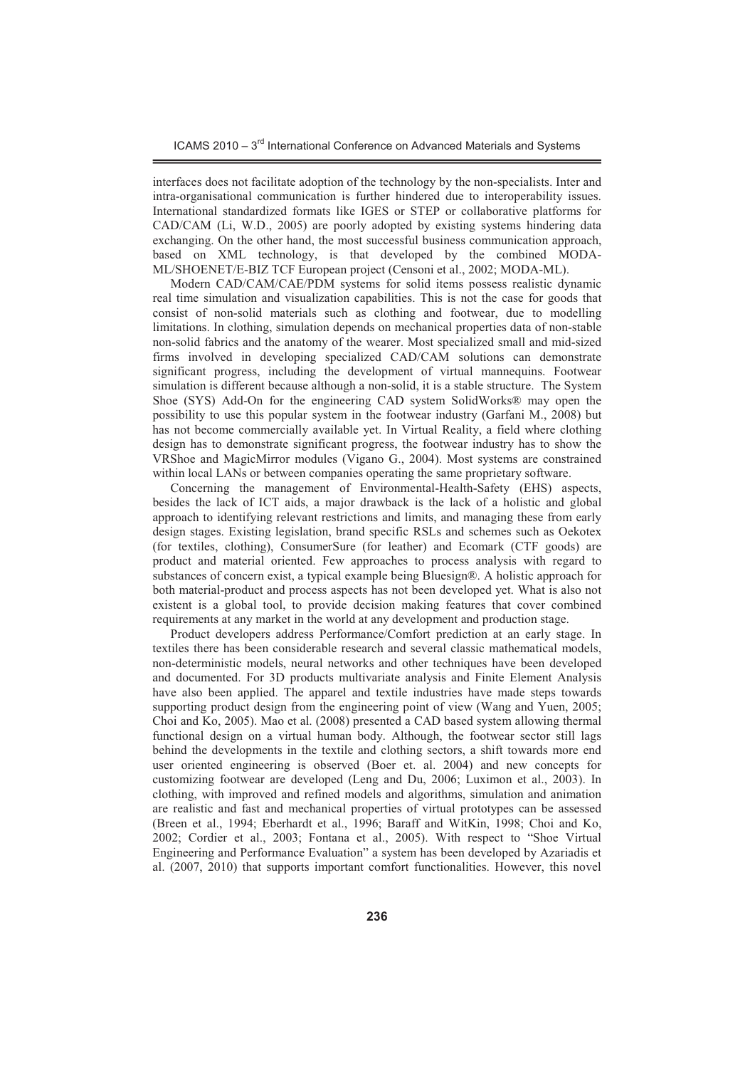interfaces does not facilitate adoption of the technology by the non-specialists. Inter and intra-organisational communication is further hindered due to interoperability issues. International standardized formats like IGES or STEP or collaborative platforms for CAD/CAM (Li, W.D., 2005) are poorly adopted by existing systems hindering data exchanging. On the other hand, the most successful business communication approach, based on XML technology, is that developed by the combined MODA-ML/SHOENET/E-BIZ TCF European project (Censoni et al., 2002; MODA-ML).

Modern CAD/CAM/CAE/PDM systems for solid items possess realistic dynamic real time simulation and visualization capabilities. This is not the case for goods that consist of non-solid materials such as clothing and footwear, due to modelling limitations. In clothing, simulation depends on mechanical properties data of non-stable non-solid fabrics and the anatomy of the wearer. Most specialized small and mid-sized firms involved in developing specialized CAD/CAM solutions can demonstrate significant progress, including the development of virtual mannequins. Footwear simulation is different because although a non-solid, it is a stable structure. The System Shoe (SYS) Add-On for the engineering CAD system SolidWorks® may open the possibility to use this popular system in the footwear industry (Garfani M., 2008) but has not become commercially available yet. In Virtual Reality, a field where clothing design has to demonstrate significant progress, the footwear industry has to show the VRShoe and MagicMirror modules (Vigano G., 2004). Most systems are constrained within local LANs or between companies operating the same proprietary software.

Concerning the management of Environmental-Health-Safety (EHS) aspects, besides the lack of ICT aids, a major drawback is the lack of a holistic and global approach to identifying relevant restrictions and limits, and managing these from early design stages. Existing legislation, brand specific RSLs and schemes such as Oekotex (for textiles, clothing), ConsumerSure (for leather) and Ecomark (CTF goods) are product and material oriented. Few approaches to process analysis with regard to substances of concern exist, a typical example being Bluesign®. A holistic approach for both material-product and process aspects has not been developed yet. What is also not existent is a global tool, to provide decision making features that cover combined requirements at any market in the world at any development and production stage.

Product developers address Performance/Comfort prediction at an early stage. In textiles there has been considerable research and several classic mathematical models, non-deterministic models, neural networks and other techniques have been developed and documented. For 3D products multivariate analysis and Finite Element Analysis have also been applied. The apparel and textile industries have made steps towards supporting product design from the engineering point of view (Wang and Yuen, 2005; Choi and Ko, 2005). Mao et al. (2008) presented a CAD based system allowing thermal functional design on a virtual human body. Although, the footwear sector still lags behind the developments in the textile and clothing sectors, a shift towards more end user oriented engineering is observed (Boer et. al. 2004) and new concepts for customizing footwear are developed (Leng and Du, 2006; Luximon et al., 2003). In clothing, with improved and refined models and algorithms, simulation and animation are realistic and fast and mechanical properties of virtual prototypes can be assessed (Breen et al., 1994; Eberhardt et al., 1996; Baraff and WitKin, 1998; Choi and Ko, 2002; Cordier et al., 2003; Fontana et al., 2005). With respect to "Shoe Virtual Engineering and Performance Evaluation" a system has been developed by Azariadis et al. (2007, 2010) that supports important comfort functionalities. However, this novel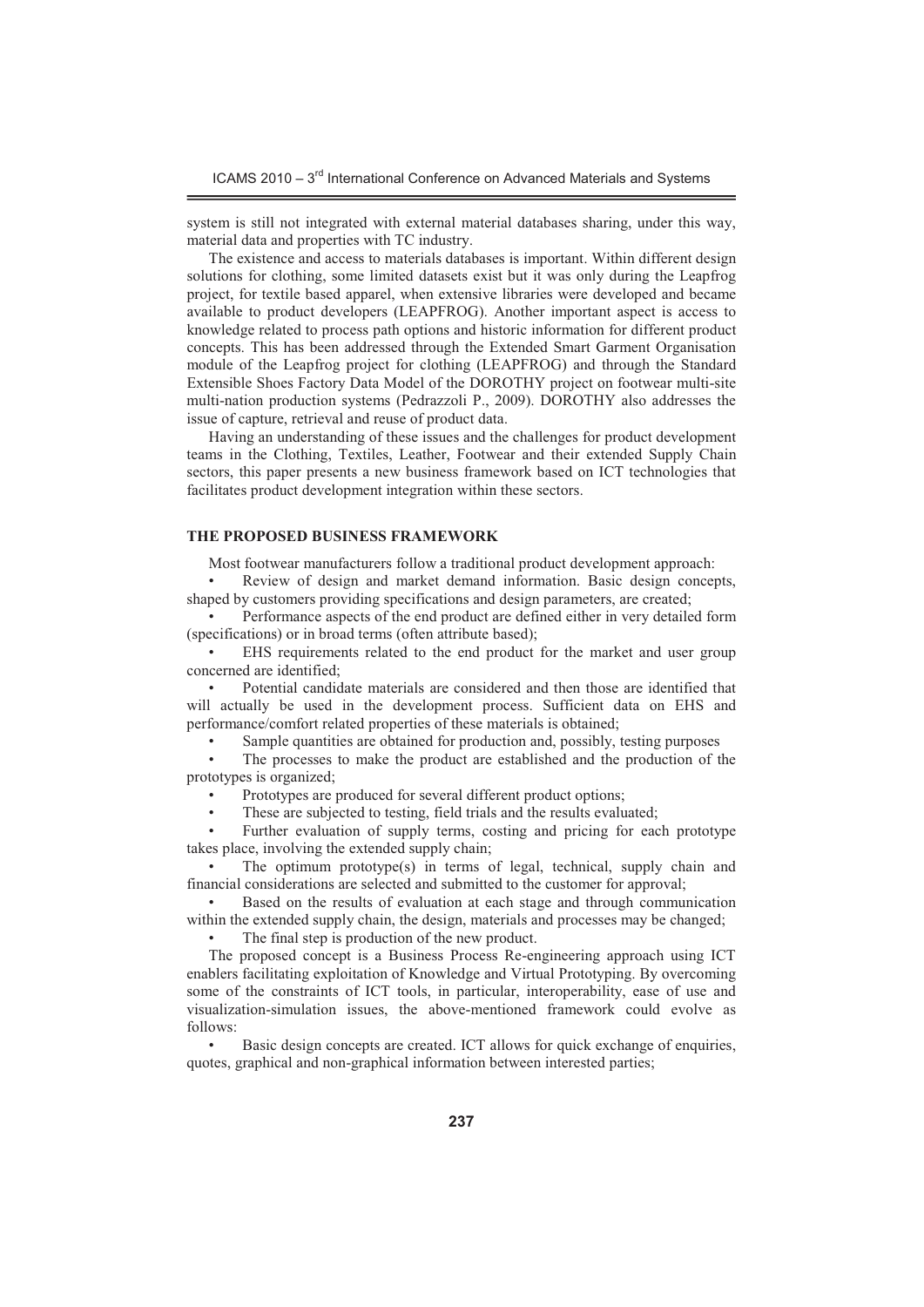system is still not integrated with external material databases sharing, under this way, material data and properties with TC industry.

The existence and access to materials databases is important. Within different design solutions for clothing, some limited datasets exist but it was only during the Leapfrog project, for textile based apparel, when extensive libraries were developed and became available to product developers (LEAPFROG). Another important aspect is access to knowledge related to process path options and historic information for different product concepts. This has been addressed through the Extended Smart Garment Organisation module of the Leapfrog project for clothing (LEAPFROG) and through the Standard Extensible Shoes Factory Data Model of the DOROTHY project on footwear multi-site multi-nation production systems (Pedrazzoli P., 2009). DOROTHY also addresses the issue of capture, retrieval and reuse of product data.

Having an understanding of these issues and the challenges for product development teams in the Clothing, Textiles, Leather, Footwear and their extended Supply Chain sectors, this paper presents a new business framework based on ICT technologies that facilitates product development integration within these sectors.

## THE PROPOSED BUSINESS FRAMEWORK

Most footwear manufacturers follow a traditional product development approach:

- Review of design and market demand information. Basic design concepts, shaped by customers providing specifications and design parameters, are created;
- Performance aspects of the end product are defined either in very detailed form (specifications) or in broad terms (often attribute based);
- EHS requirements related to the end product for the market and user group concerned are identified;
- Potential candidate materials are considered and then those are identified that will actually be used in the development process. Sufficient data on EHS and performance/comfort related properties of these materials is obtained;
- Sample quantities are obtained for production and, possibly, testing purposes
- The processes to make the product are established and the production of the prototypes is organized;
- Prototypes are produced for several different product options;
- These are subjected to testing, field trials and the results evaluated;
- Further evaluation of supply terms, costing and pricing for each prototype takes place, involving the extended supply chain;
- The optimum prototype(s) in terms of legal, technical, supply chain and financial considerations are selected and submitted to the customer for approval;
- Based on the results of evaluation at each stage and through communication within the extended supply chain, the design, materials and processes may be changed;
- The final step is production of the new product.

The proposed concept is a Business Process Re-engineering approach using ICT enablers facilitating exploitation of Knowledge and Virtual Prototyping. By overcoming some of the constraints of ICT tools, in particular, interoperability, ease of use and visualization-simulation issues, the above-mentioned framework could evolve as follows:

- Basic design concepts are created. ICT allows for quick exchange of enquiries, quotes, graphical and non-graphical information between interested parties;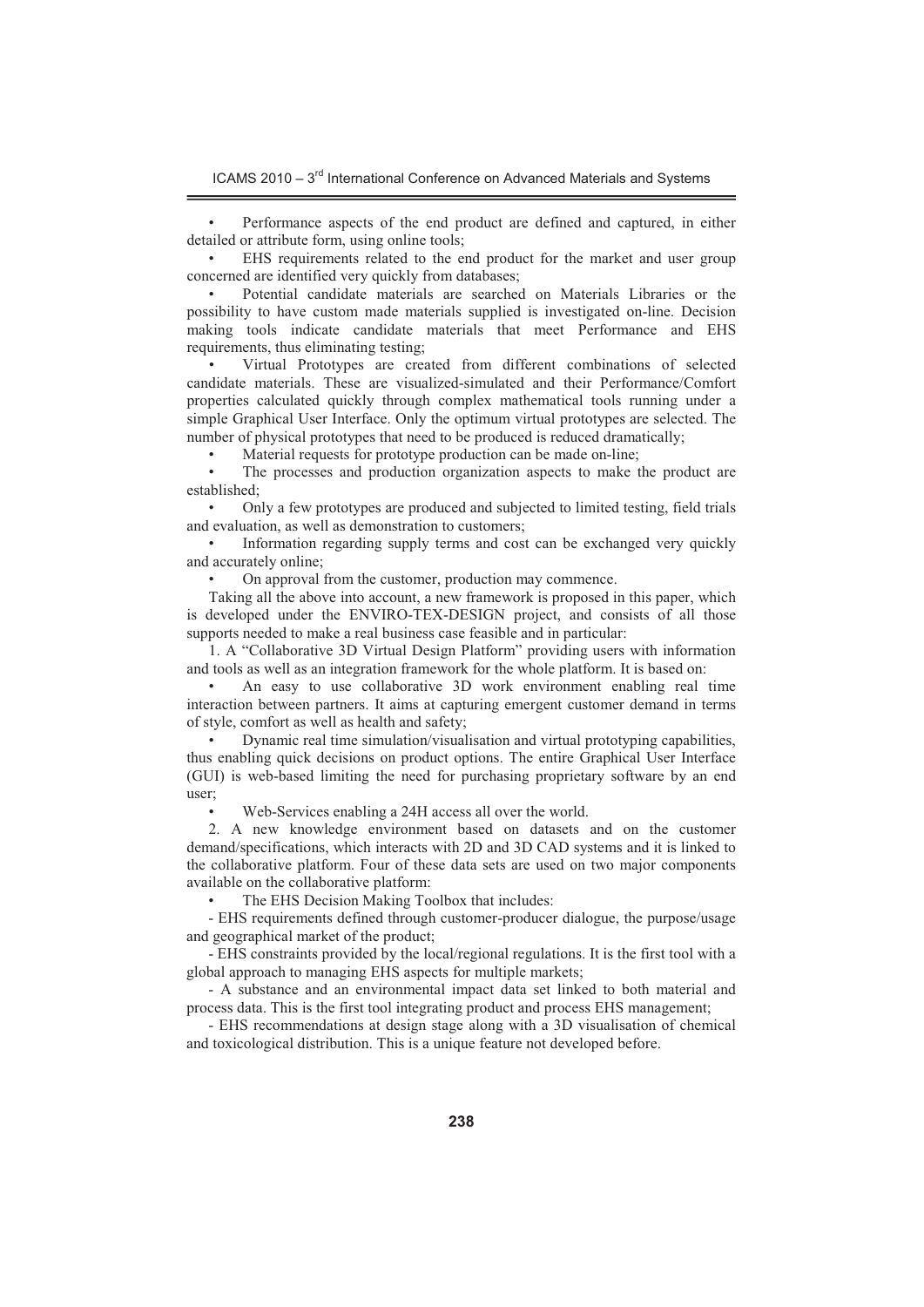- Performance aspects of the end product are defined and captured, in either detailed or attribute form, using online tools;
- EHS requirements related to the end product for the market and user group concerned are identified very quickly from databases;
- Potential candidate materials are searched on Materials Libraries or the possibility to have custom made materials supplied is investigated on-line. Decision making tools indicate candidate materials that meet Performance and EHS requirements, thus eliminating testing;
- Virtual Prototypes are created from different combinations of selected candidate materials. These are visualized-simulated and their Performance/Comfort properties calculated quickly through complex mathematical tools running under a simple Graphical User Interface. Only the optimum virtual prototypes are selected. The number of physical prototypes that need to be produced is reduced dramatically;
- Material requests for prototype production can be made on-line;
- The processes and production organization aspects to make the product are established;
- Only a few prototypes are produced and subjected to limited testing, field trials and evaluation, as well as demonstration to customers;
- Information regarding supply terms and cost can be exchanged very quickly and accurately online;
- On approval from the customer, production may commence.

Taking all the above into account, a new framework is proposed in this paper, which is developed under the ENVIRO-TEX-DESIGN project, and consists of all those supports needed to make a real business case feasible and in particular:

1. A "Collaborative 3D Virtual Design Platform" providing users with information and tools as well as an integration framework for the whole platform. It is based on:

- An easy to use collaborative 3D work environment enabling real time interaction between partners. It aims at capturing emergent customer demand in terms of style, comfort as well as health and safety;
- Dynamic real time simulation/visualisation and virtual prototyping capabilities, thus enabling quick decisions on product options. The entire Graphical User Interface (GUI) is web-based limiting the need for purchasing proprietary software by an end user;
- Web-Services enabling a 24H access all over the world.

2. A new knowledge environment based on datasets and on the customer demand/specifications, which interacts with 2D and 3D CAD systems and it is linked to the collaborative platform. Four of these data sets are used on two major components available on the collaborative platform:

- The EHS Decision Making Toolbox that includes:

- EHS requirements defined through customer-producer dialogue, the purpose/usage and geographical market of the product;

- EHS constraints provided by the local/regional regulations. It is the first tool with a global approach to managing EHS aspects for multiple markets;

- A substance and an environmental impact data set linked to both material and process data. This is the first tool integrating product and process EHS management;

- EHS recommendations at design stage along with a 3D visualisation of chemical and toxicological distribution. This is a unique feature not developed before.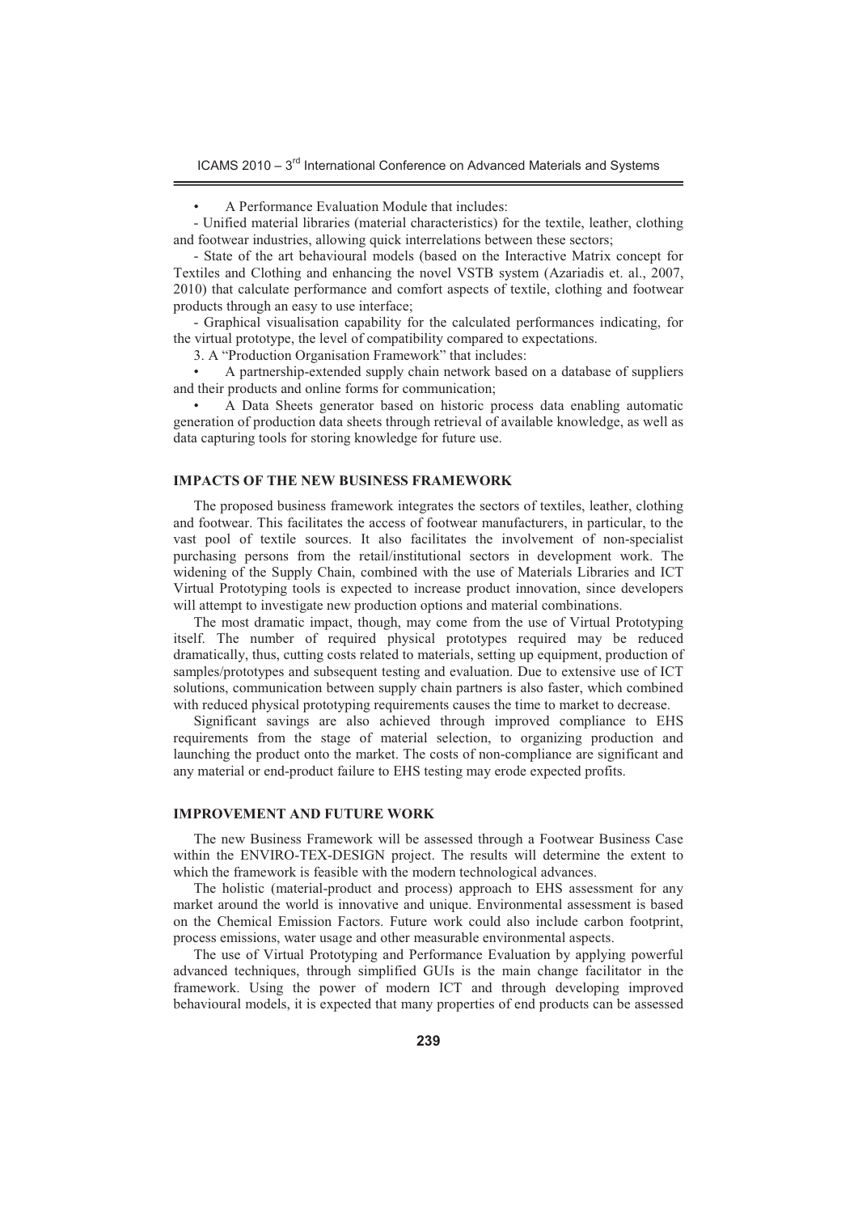- A Performance Evaluation Module that includes:

- Unified material libraries (material characteristics) for the textile, leather, clothing and footwear industries, allowing quick interrelations between these sectors;

- State of the art behavioural models (based on the Interactive Matrix concept for Textiles and Clothing and enhancing the novel VSTB system (Azariadis et. al., 2007, 2010) that calculate performance and comfort aspects of textile, clothing and footwear products through an easy to use interface;

- Graphical visualisation capability for the calculated performances indicating, for the virtual prototype, the level of compatibility compared to expectations.

3. A "Production Organisation Framework" that includes:

- A partnership-extended supply chain network based on a database of suppliers and their products and online forms for communication;
- A Data Sheets generator based on historic process data enabling automatic generation of production data sheets through retrieval of available knowledge, as well as data capturing tools for storing knowledge for future use.

## IMPACTS OF THE NEW BUSINESS FRAMEWORK

The proposed business framework integrates the sectors of textiles, leather, clothing and footwear. This facilitates the access of footwear manufacturers, in particular, to the vast pool of textile sources. It also facilitates the involvement of non-specialist purchasing persons from the retail/institutional sectors in development work. The widening of the Supply Chain, combined with the use of Materials Libraries and ICT Virtual Prototyping tools is expected to increase product innovation, since developers will attempt to investigate new production options and material combinations.

The most dramatic impact, though, may come from the use of Virtual Prototyping itself. The number of required physical prototypes required may be reduced dramatically, thus, cutting costs related to materials, setting up equipment, production of samples/prototypes and subsequent testing and evaluation. Due to extensive use of ICT solutions, communication between supply chain partners is also faster, which combined with reduced physical prototyping requirements causes the time to market to decrease.

Significant savings are also achieved through improved compliance to EHS requirements from the stage of material selection, to organizing production and launching the product onto the market. The costs of non-compliance are significant and any material or end-product failure to EHS testing may erode expected profits.

## IMPROVEMENT AND FUTURE WORK

The new Business Framework will be assessed through a Footwear Business Case within the ENVIRO-TEX-DESIGN project. The results will determine the extent to which the framework is feasible with the modern technological advances.

The holistic (material-product and process) approach to EHS assessment for any market around the world is innovative and unique. Environmental assessment is based on the Chemical Emission Factors. Future work could also include carbon footprint, process emissions, water usage and other measurable environmental aspects.

The use of Virtual Prototyping and Performance Evaluation by applying powerful advanced techniques, through simplified GUIs is the main change facilitator in the framework. Using the power of modern ICT and through developing improved behavioural models, it is expected that many properties of end products can be assessed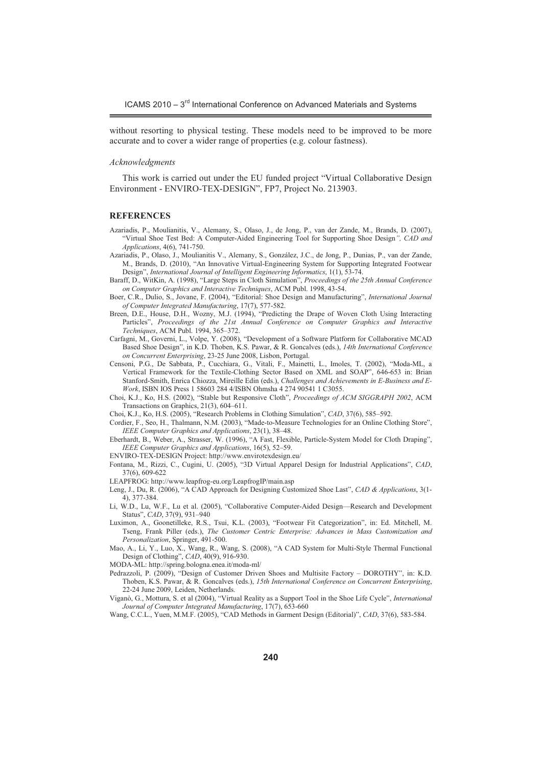without resorting to physical testing. These models need to be improved to be more accurate and to cover a wider range of properties (e.g. colour fastness).

*Acknowledgments*

This work is carried out under the EU funded project "Virtual Collaborative Design Environment - ENVIRO-TEX-DESIGN", FP7, Project No. 213903.

## REFERENCES

Azariadis, P., Moulianitis, V., Alemany, S., Olaso, J., de Jong, P., van der Zande, M., Brands, D. (2007), "Virtual Shoe Test Bed: A Computer-Aided Engineering Tool for Supporting Shoe Design*", CAD and Applications*, 4(6), 741-750.

Azariadis, P., Olaso, J., Moulianitis V., Alemany, S., González, J.C., de Jong, P., Dunias, P., van der Zande, M., Brands, D. (2010), "An Innovative Virtual-Engineering System for Supporting Integrated Footwear Design", *International Journal of Intelligent Engineering Informatics*, 1(1), 53-74.

Baraff, D., WitKin, A. (1998), "Large Steps in Cloth Simulation", *Proceedings of the 25th Annual Conference on Computer Graphics and Interactive Techniques*, ACM Publ. 1998, 43-54.

Boer, C.R., Dulio, S., Jovane, F. (2004), "Editorial: Shoe Design and Manufacturing", *International Journal of Computer Integrated Manufacturing*, 17(7), 577-582.

Breen, D.E., House, D.H., Wozny, M.J. (1994), "Predicting the Drape of Woven Cloth Using Interacting Particles", *Proceedings of the 21st Annual Conference on Computer Graphics and Interactive Techniques*, ACM Publ. 1994, 365–372.

Carfagni, M., Governi, L., Volpe, Y. (2008), "Development of a Software Platform for Collaborative MCAD Based Shoe Design", in K.D. Thoben, K.S. Pawar, & R. Goncalves (eds.), *14th International Conference on Concurrent Enterprising*, 23-25 June 2008, Lisbon, Portugal.

Censoni, P.G., De Sabbata, P., Cucchiara, G., Vitali, F., Mainetti, L., Imoles, T. (2002), "Moda-ML, a Vertical Framework for the Textile-Clothing Sector Based on XML and SOAP", 646-653 in: Brian Stanford-Smith, Enrica Chiozza, Mireille Edin (eds.), *Challenges and Achievements in E-Business and E-Work*, ISBN IOS Press 1 58603 284 4/ISBN Ohmsha 4 274 90541 1 C3055.

Choi, K.J., Ko, H.S. (2002), "Stable but Responsive Cloth", *Proceedings of ACM SIGGRAPH 2002*, ACM Transactions on Graphics, 21(3), 604–611.

Choi, K.J., Ko, H.S. (2005), "Research Problems in Clothing Simulation", *CAD*, 37(6), 585–592.

Cordier, F., Seo, H., Thalmann, N.M. (2003), "Made-to-Measure Technologies for an Online Clothing Store", *IEEE Computer Graphics and Applications*, 23(1), 38–48.

Eberhardt, B., Weber, A., Strasser, W. (1996), "A Fast, Flexible, Particle-System Model for Cloth Draping", *IEEE Computer Graphics and Applications*, 16(5), 52–59.

ENVIRO-TEX-DESIGN Project: http://www.envirotexdesign.eu/

Fontana, M., Rizzi, C., Cugini, U. (2005), "3D Virtual Apparel Design for Industrial Applications", *CAD*, 37(6), 609-622

LEAPFROG: http://www.leapfrog-eu.org/LeapfrogIP/main.asp

Leng, J., Du, R. (2006), "A CAD Approach for Designing Customized Shoe Last", *CAD & Applications*, 3(1-4), 377-384.

Li, W.D., Lu, W.F., Lu et al. (2005), "Collaborative Computer-Aided Design—Research and Development Status", *CAD*, 37(9), 931–940

Luximon, A., Goonetilleke, R.S., Tsui, K.L. (2003), "Footwear Fit Categorization", in: Ed. Mitchell, M. Tseng, Frank Piller (eds.), *The Customer Centric Enterprise: Advances in Mass Customization and Personalization*, Springer, 491-500.

Mao, A., Li, Y., Luo, X., Wang, R., Wang, S. (2008), "A CAD System for Multi-Style Thermal Functional Design of Clothing", *CAD*, 40(9), 916-930.

MODA-ML: http://spring.bologna.enea.it/moda-ml/

Pedrazzoli, P. (2009), "Design of Customer Driven Shoes and Multisite Factory – DOROTHY", in: K.D. Thoben, K.S. Pawar, & R. Goncalves (eds.), *15th International Conference on Concurrent Enterprising*, 22-24 June 2009, Leiden, Netherlands.

Viganò, G., Mottura, S. et al (2004), "Virtual Reality as a Support Tool in the Shoe Life Cycle", *International Journal of Computer Integrated Manufacturing*, 17(7), 653-660

Wang, C.C.L., Yuen, M.M.F. (2005), "CAD Methods in Garment Design (Editorial)", *CAD*, 37(6), 583-584.